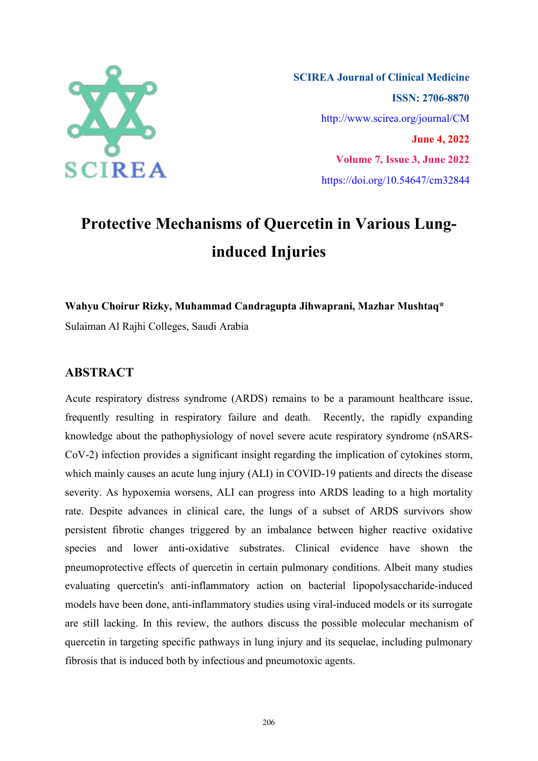SCIREA Journal of Clinical Medicine

ISSN: 2706-8870

http://www.scirea.org/journal/CM

June 4, 2022

Volume 7, Issue 3, June 2022

https://doi.org/10.54647/cm32844

# Protective Mechanisms of Quercetin in Various Lung-induced Injuries

**Wahyu Choirur Rizky, Muhammad Candragupta Jihwaprani, Mazhar Mushtaq***

Sulaiman Al Rajhi Colleges, Saudi Arabia

## ABSTRACT

Acute respiratory distress syndrome (ARDS) remains to be a paramount healthcare issue, frequently resulting in respiratory failure and death. Recently, the rapidly expanding knowledge about the pathophysiology of novel severe acute respiratory syndrome (nSARS-CoV-2) infection provides a significant insight regarding the implication of cytokines storm, which mainly causes an acute lung injury (ALI) in COVID-19 patients and directs the disease severity. As hypoxemia worsens, ALI can progress into ARDS leading to a high mortality rate. Despite advances in clinical care, the lungs of a subset of ARDS survivors show persistent fibrotic changes triggered by an imbalance between higher reactive oxidative species and lower anti-oxidative substrates. Clinical evidence have shown the pneumoprotective effects of quercetin in certain pulmonary conditions. Albeit many studies evaluating quercetin's anti-inflammatory action on bacterial lipopolysaccharide-induced models have been done, anti-inflammatory studies using viral-induced models or its surrogate are still lacking. In this review, the authors discuss the possible molecular mechanism of quercetin in targeting specific pathways in lung injury and its sequelae, including pulmonary fibrosis that is induced both by infectious and pneumotoxic agents.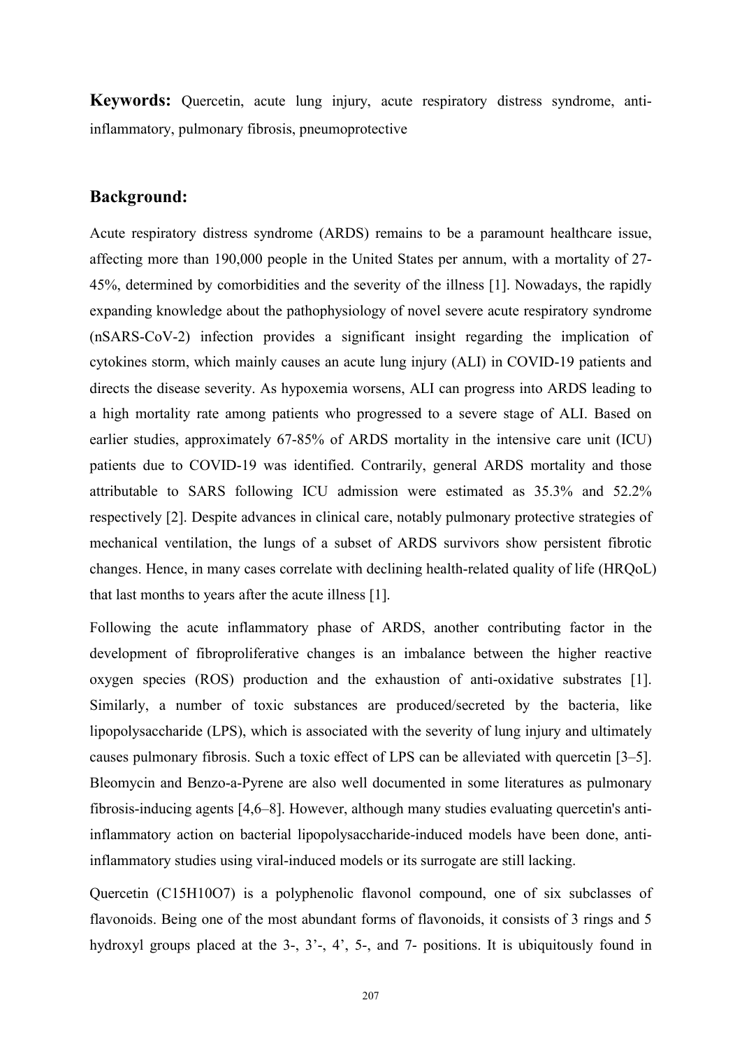**Keywords:** Quercetin, acute lung injury, acute respiratory distress syndrome, anti-inflammatory, pulmonary fibrosis, pneumoprotective

## Background:

Acute respiratory distress syndrome (ARDS) remains to be a paramount healthcare issue, affecting more than 190,000 people in the United States per annum, with a mortality of 27-45%, determined by comorbidities and the severity of the illness [1]. Nowadays, the rapidly expanding knowledge about the pathophysiology of novel severe acute respiratory syndrome (nSARS-CoV-2) infection provides a significant insight regarding the implication of cytokines storm, which mainly causes an acute lung injury (ALI) in COVID-19 patients and directs the disease severity. As hypoxemia worsens, ALI can progress into ARDS leading to a high mortality rate among patients who progressed to a severe stage of ALI. Based on earlier studies, approximately 67-85% of ARDS mortality in the intensive care unit (ICU) patients due to COVID-19 was identified. Contrarily, general ARDS mortality and those attributable to SARS following ICU admission were estimated as 35.3% and 52.2% respectively [2]. Despite advances in clinical care, notably pulmonary protective strategies of mechanical ventilation, the lungs of a subset of ARDS survivors show persistent fibrotic changes. Hence, in many cases correlate with declining health-related quality of life (HRQoL) that last months to years after the acute illness [1].

Following the acute inflammatory phase of ARDS, another contributing factor in the development of fibroproliferative changes is an imbalance between the higher reactive oxygen species (ROS) production and the exhaustion of anti-oxidative substrates [1]. Similarly, a number of toxic substances are produced/secreted by the bacteria, like lipopolysaccharide (LPS), which is associated with the severity of lung injury and ultimately causes pulmonary fibrosis. Such a toxic effect of LPS can be alleviated with quercetin [3–5]. Bleomycin and Benzo-a-Pyrene are also well documented in some literatures as pulmonary fibrosis-inducing agents [4,6–8]. However, although many studies evaluating quercetin's anti-inflammatory action on bacterial lipopolysaccharide-induced models have been done, anti-inflammatory studies using viral-induced models or its surrogate are still lacking.

Quercetin ($C_{15}H_{10}O_7$) is a polyphenolic flavonol compound, one of six subclasses of flavonoids. Being one of the most abundant forms of flavonoids, it consists of 3 rings and 5 hydroxyl groups placed at the 3-, 3'-, 4', 5-, and 7- positions. It is ubiquitously found in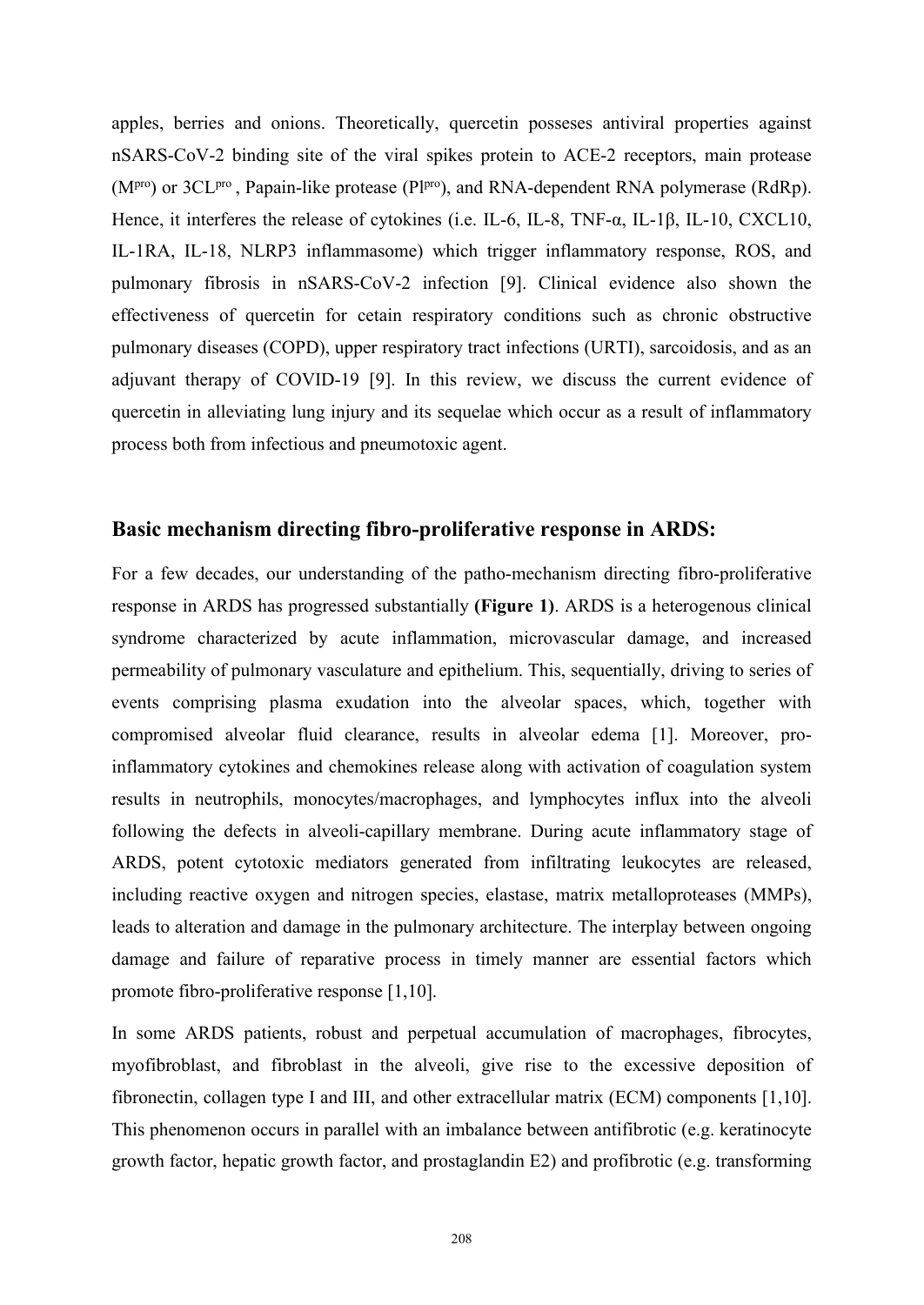apples, berries and onions. Theoretically, quercetin posseses antiviral properties against nSARS-CoV-2 binding site of the viral spikes protein to ACE-2 receptors, main protease ($M^{pro}$) or $3CL^{pro}$ , Papain-like protease ($Pl^{pro}$), and RNA-dependent RNA polymerase (RdRp). Hence, it interferes the release of cytokines (i.e. IL-6, IL-8, TNF-α, IL-1β, IL-10, CXCL10, IL-1RA, IL-18, NLRP3 inflammasome) which trigger inflammatory response, ROS, and pulmonary fibrosis in nSARS-CoV-2 infection [9]. Clinical evidence also shown the effectiveness of quercetin for cetain respiratory conditions such as chronic obstructive pulmonary diseases (COPD), upper respiratory tract infections (URTI), sarcoidosis, and as an adjuvant therapy of COVID-19 [9]. In this review, we discuss the current evidence of quercetin in alleviating lung injury and its sequelae which occur as a result of inflammatory process both from infectious and pneumotoxic agent.

## Basic mechanism directing fibro-proliferative response in ARDS:

For a few decades, our understanding of the patho-mechanism directing fibro-proliferative response in ARDS has progressed substantially **(Figure 1)**. ARDS is a heterogenous clinical syndrome characterized by acute inflammation, microvascular damage, and increased permeability of pulmonary vasculature and epithelium. This, sequentially, driving to series of events comprising plasma exudation into the alveolar spaces, which, together with compromised alveolar fluid clearance, results in alveolar edema [1]. Moreover, pro-inflammatory cytokines and chemokines release along with activation of coagulation system results in neutrophils, monocytes/macrophages, and lymphocytes influx into the alveoli following the defects in alveoli-capillary membrane. During acute inflammatory stage of ARDS, potent cytotoxic mediators generated from infiltrating leukocytes are released, including reactive oxygen and nitrogen species, elastase, matrix metalloproteases (MMPs), leads to alteration and damage in the pulmonary architecture. The interplay between ongoing damage and failure of reparative process in timely manner are essential factors which promote fibro-proliferative response [1,10].

In some ARDS patients, robust and perpetual accumulation of macrophages, fibrocytes, myofibroblast, and fibroblast in the alveoli, give rise to the excessive deposition of fibronectin, collagen type I and III, and other extracellular matrix (ECM) components [1,10]. This phenomenon occurs in parallel with an imbalance between antifibrotic (e.g. keratinocyte growth factor, hepatic growth factor, and prostaglandin E2) and profibrotic (e.g. transforming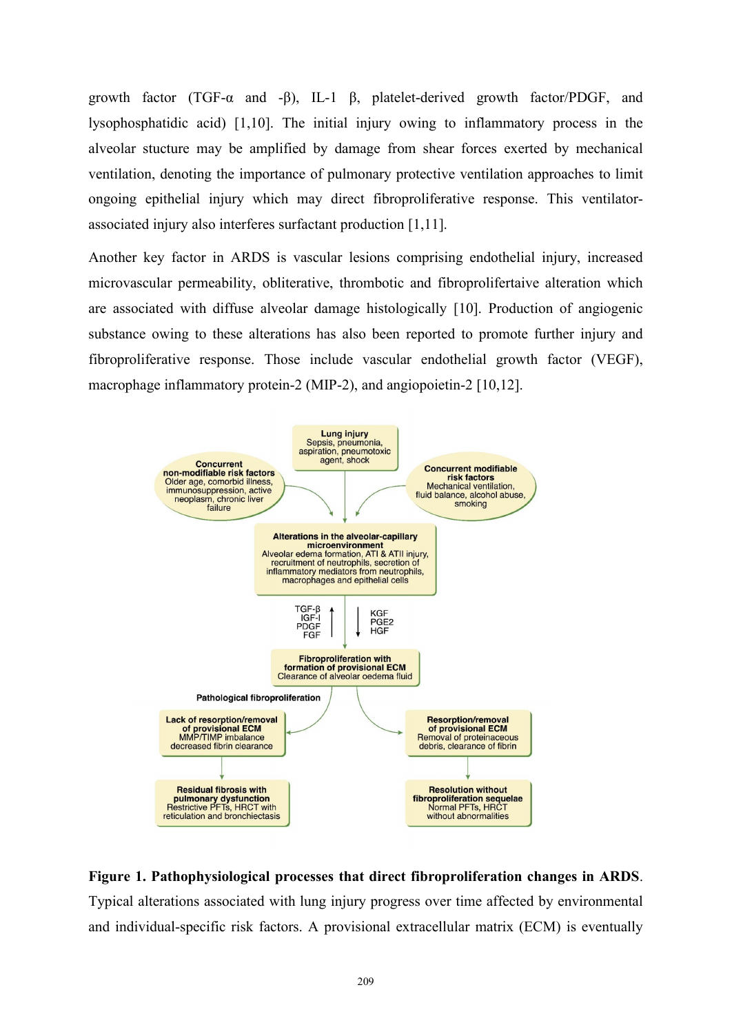growth factor (TGF-α and -β), IL-1 β, platelet-derived growth factor/PDGF, and lysophosphatidic acid) [1,10]. The initial injury owing to inflammatory process in the alveolar stucture may be amplified by damage from shear forces exerted by mechanical ventilation, denoting the importance of pulmonary protective ventilation approaches to limit ongoing epithelial injury which may direct fibroproliferative response. This ventilator-associated injury also interferes surfactant production [1,11].

Another key factor in ARDS is vascular lesions comprising endothelial injury, increased microvascular permeability, obliterative, thrombotic and fibroprolifertaive alteration which are associated with diffuse alveolar damage histologically [10]. Production of angiogenic substance owing to these alterations has also been reported to promote further injury and fibroproliferative response. Those include vascular endothelial growth factor (VEGF), macrophage inflammatory protein-2 (MIP-2), and angiopoietin-2 [10,12].

**Figure 1. Pathophysiological processes that direct fibroproliferation changes in ARDS**. Typical alterations associated with lung injury progress over time affected by environmental and individual-specific risk factors. A provisional extracellular matrix (ECM) is eventually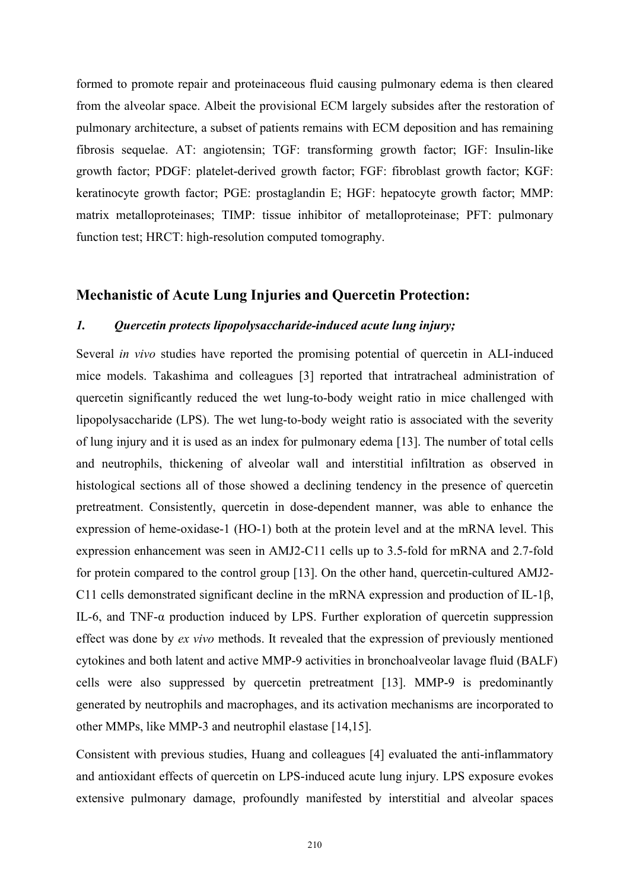formed to promote repair and proteinaceous fluid causing pulmonary edema is then cleared from the alveolar space. Albeit the provisional ECM largely subsides after the restoration of pulmonary architecture, a subset of patients remains with ECM deposition and has remaining fibrosis sequelae. AT: angiotensin; TGF: transforming growth factor; IGF: Insulin-like growth factor; PDGF: platelet-derived growth factor; FGF: fibroblast growth factor; KGF: keratinocyte growth factor; PGE: prostaglandin E; HGF: hepatocyte growth factor; MMP: matrix metalloproteinases; TIMP: tissue inhibitor of metalloproteinase; PFT: pulmonary function test; HRCT: high-resolution computed tomography.

## Mechanistic of Acute Lung Injuries and Quercetin Protection:

### *1. Quercetin protects lipopolysaccharide-induced acute lung injury;*

Several *in vivo* studies have reported the promising potential of quercetin in ALI-induced mice models. Takashima and colleagues [3] reported that intratracheal administration of quercetin significantly reduced the wet lung-to-body weight ratio in mice challenged with lipopolysaccharide (LPS). The wet lung-to-body weight ratio is associated with the severity of lung injury and it is used as an index for pulmonary edema [13]. The number of total cells and neutrophils, thickening of alveolar wall and interstitial infiltration as observed in histological sections all of those showed a declining tendency in the presence of quercetin pretreatment. Consistently, quercetin in dose-dependent manner, was able to enhance the expression of heme-oxidase-1 (HO-1) both at the protein level and at the mRNA level. This expression enhancement was seen in AMJ2-C11 cells up to 3.5-fold for mRNA and 2.7-fold for protein compared to the control group [13]. On the other hand, quercetin-cultured AMJ2-C11 cells demonstrated significant decline in the mRNA expression and production of IL-1β, IL-6, and TNF-α production induced by LPS. Further exploration of quercetin suppression effect was done by *ex vivo* methods. It revealed that the expression of previously mentioned cytokines and both latent and active MMP-9 activities in bronchoalveolar lavage fluid (BALF) cells were also suppressed by quercetin pretreatment [13]. MMP-9 is predominantly generated by neutrophils and macrophages, and its activation mechanisms are incorporated to other MMPs, like MMP-3 and neutrophil elastase [14,15].

Consistent with previous studies, Huang and colleagues [4] evaluated the anti-inflammatory and antioxidant effects of quercetin on LPS-induced acute lung injury. LPS exposure evokes extensive pulmonary damage, profoundly manifested by interstitial and alveolar spaces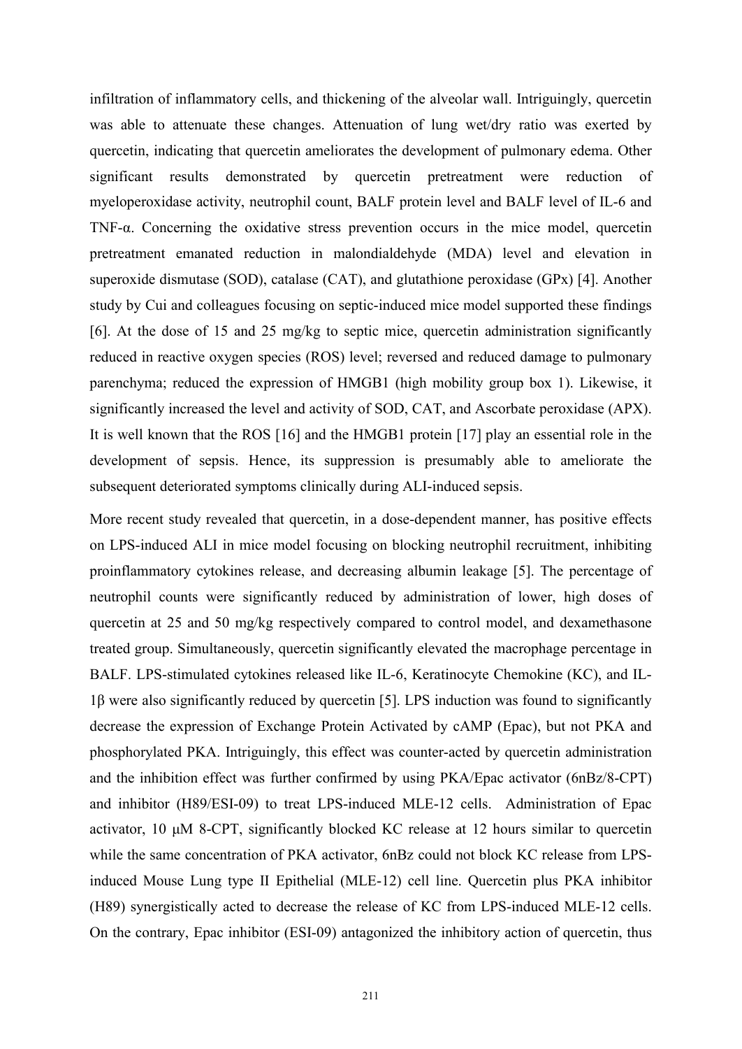infiltration of inflammatory cells, and thickening of the alveolar wall. Intriguingly, quercetin was able to attenuate these changes. Attenuation of lung wet/dry ratio was exerted by quercetin, indicating that quercetin ameliorates the development of pulmonary edema. Other significant results demonstrated by quercetin pretreatment were reduction of myeloperoxidase activity, neutrophil count, BALF protein level and BALF level of IL-6 and TNF-α. Concerning the oxidative stress prevention occurs in the mice model, quercetin pretreatment emanated reduction in malondialdehyde (MDA) level and elevation in superoxide dismutase (SOD), catalase (CAT), and glutathione peroxidase (GPx) [4]. Another study by Cui and colleagues focusing on septic-induced mice model supported these findings [6]. At the dose of 15 and 25 mg/kg to septic mice, quercetin administration significantly reduced in reactive oxygen species (ROS) level; reversed and reduced damage to pulmonary parenchyma; reduced the expression of HMGB1 (high mobility group box 1). Likewise, it significantly increased the level and activity of SOD, CAT, and Ascorbate peroxidase (APX). It is well known that the ROS [16] and the HMGB1 protein [17] play an essential role in the development of sepsis. Hence, its suppression is presumably able to ameliorate the subsequent deteriorated symptoms clinically during ALI-induced sepsis.

More recent study revealed that quercetin, in a dose-dependent manner, has positive effects on LPS-induced ALI in mice model focusing on blocking neutrophil recruitment, inhibiting proinflammatory cytokines release, and decreasing albumin leakage [5]. The percentage of neutrophil counts were significantly reduced by administration of lower, high doses of quercetin at 25 and 50 mg/kg respectively compared to control model, and dexamethasone treated group. Simultaneously, quercetin significantly elevated the macrophage percentage in BALF. LPS-stimulated cytokines released like IL-6, Keratinocyte Chemokine (KC), and IL-1β were also significantly reduced by quercetin [5]. LPS induction was found to significantly decrease the expression of Exchange Protein Activated by cAMP (Epac), but not PKA and phosphorylated PKA. Intriguingly, this effect was counter-acted by quercetin administration and the inhibition effect was further confirmed by using PKA/Epac activator (6nBz/8-CPT) and inhibitor (H89/ESI-09) to treat LPS-induced MLE-12 cells. Administration of Epac activator, 10 μM 8-CPT, significantly blocked KC release at 12 hours similar to quercetin while the same concentration of PKA activator, 6nBz could not block KC release from LPS-induced Mouse Lung type II Epithelial (MLE-12) cell line. Quercetin plus PKA inhibitor (H89) synergistically acted to decrease the release of KC from LPS-induced MLE-12 cells. On the contrary, Epac inhibitor (ESI-09) antagonized the inhibitory action of quercetin, thus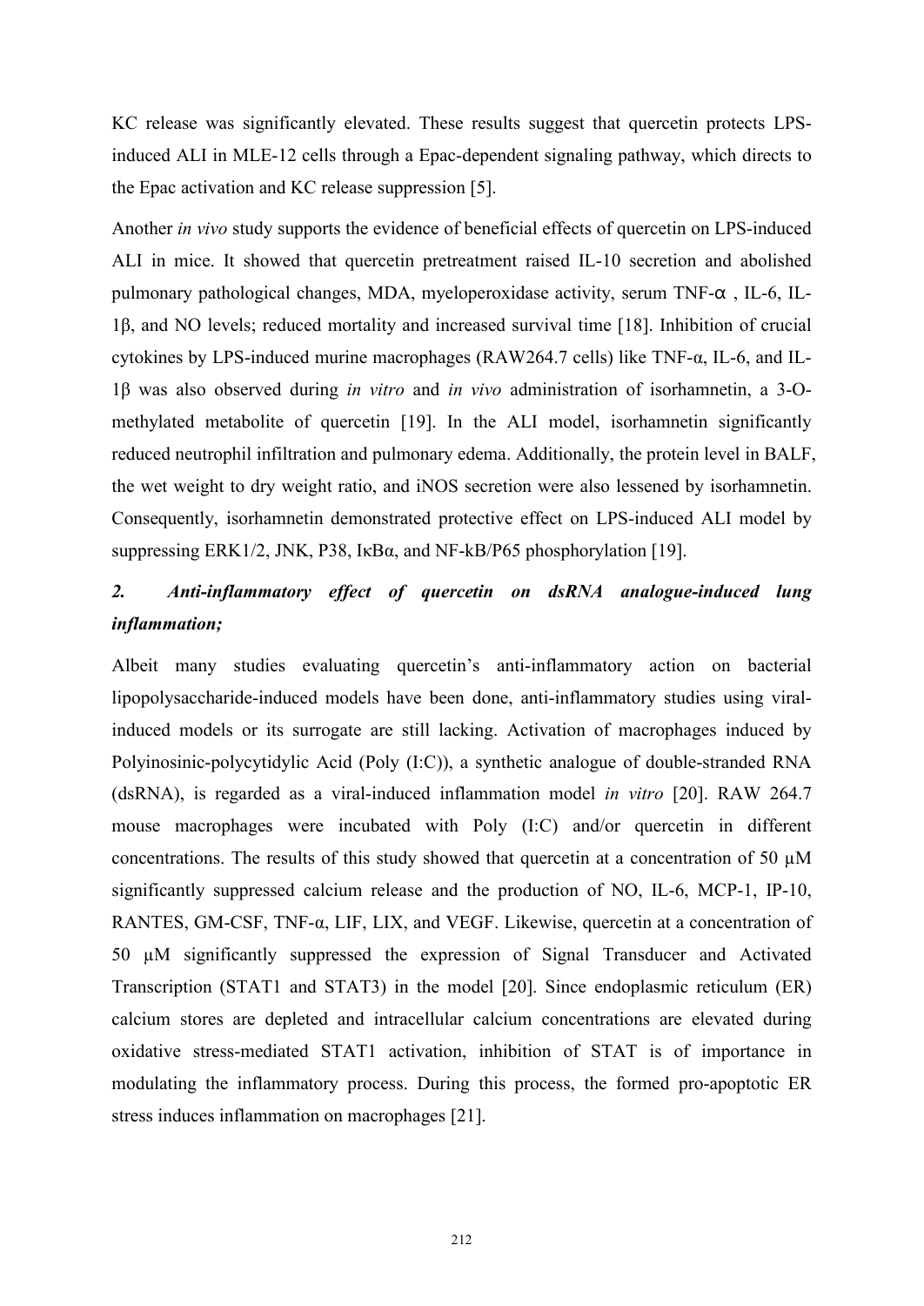KC release was significantly elevated. These results suggest that quercetin protects LPS-induced ALI in MLE-12 cells through a Epac-dependent signaling pathway, which directs to the Epac activation and KC release suppression [5].

Another *in vivo* study supports the evidence of beneficial effects of quercetin on LPS-induced ALI in mice. It showed that quercetin pretreatment raised IL-10 secretion and abolished pulmonary pathological changes, MDA, myeloperoxidase activity, serum TNF-α , IL-6, IL-1β, and NO levels; reduced mortality and increased survival time [18]. Inhibition of crucial cytokines by LPS-induced murine macrophages (RAW264.7 cells) like TNF-α, IL-6, and IL-1β was also observed during *in vitro* and *in vivo* administration of isorhamnetin, a 3-O-methylated metabolite of quercetin [19]. In the ALI model, isorhamnetin significantly reduced neutrophil infiltration and pulmonary edema. Additionally, the protein level in BALF, the wet weight to dry weight ratio, and iNOS secretion were also lessened by isorhamnetin. Consequently, isorhamnetin demonstrated protective effect on LPS-induced ALI model by suppressing ERK1/2, JNK, P38, IκBα, and NF-kB/P65 phosphorylation [19].

## *2. Anti-inflammatory effect of quercetin on dsRNA analogue-induced lung inflammation;*

Albeit many studies evaluating quercetin's anti-inflammatory action on bacterial lipopolysaccharide-induced models have been done, anti-inflammatory studies using viral-induced models or its surrogate are still lacking. Activation of macrophages induced by Polyinosinic-polycytidylic Acid (Poly (I:C)), a synthetic analogue of double-stranded RNA (dsRNA), is regarded as a viral-induced inflammation model *in vitro* [20]. RAW 264.7 mouse macrophages were incubated with Poly (I:C) and/or quercetin in different concentrations. The results of this study showed that quercetin at a concentration of 50 µM significantly suppressed calcium release and the production of NO, IL-6, MCP-1, IP-10, RANTES, GM-CSF, TNF-α, LIF, LIX, and VEGF. Likewise, quercetin at a concentration of 50 µM significantly suppressed the expression of Signal Transducer and Activated Transcription (STAT1 and STAT3) in the model [20]. Since endoplasmic reticulum (ER) calcium stores are depleted and intracellular calcium concentrations are elevated during oxidative stress-mediated STAT1 activation, inhibition of STAT is of importance in modulating the inflammatory process. During this process, the formed pro-apoptotic ER stress induces inflammation on macrophages [21].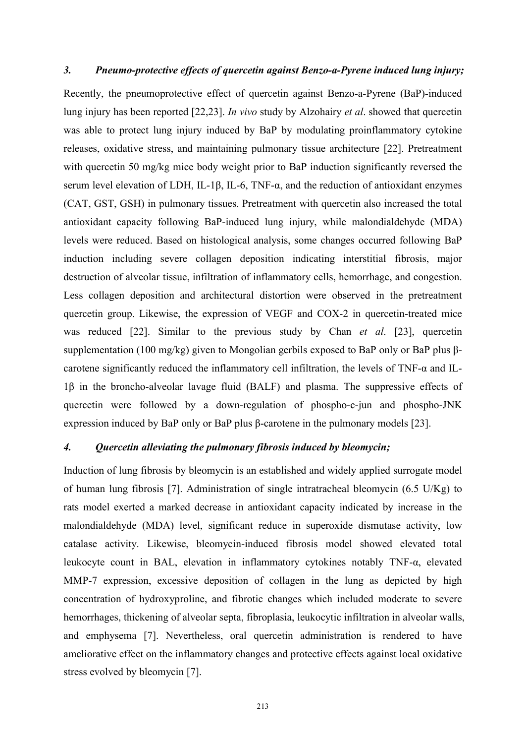### *3. Pneumo-protective effects of quercetin against Benzo-a-Pyrene induced lung injury;*

Recently, the pneumoprotective effect of quercetin against Benzo-a-Pyrene (BaP)-induced lung injury has been reported [22,23]. *In vivo* study by Alzohairy *et al*. showed that quercetin was able to protect lung injury induced by BaP by modulating proinflammatory cytokine releases, oxidative stress, and maintaining pulmonary tissue architecture [22]. Pretreatment with quercetin 50 mg/kg mice body weight prior to BaP induction significantly reversed the serum level elevation of LDH, IL-1β, IL-6, TNF-α, and the reduction of antioxidant enzymes (CAT, GST, GSH) in pulmonary tissues. Pretreatment with quercetin also increased the total antioxidant capacity following BaP-induced lung injury, while malondialdehyde (MDA) levels were reduced. Based on histological analysis, some changes occurred following BaP induction including severe collagen deposition indicating interstitial fibrosis, major destruction of alveolar tissue, infiltration of inflammatory cells, hemorrhage, and congestion. Less collagen deposition and architectural distortion were observed in the pretreatment quercetin group. Likewise, the expression of VEGF and COX-2 in quercetin-treated mice was reduced [22]. Similar to the previous study by Chan *et al*. [23], quercetin supplementation (100 mg/kg) given to Mongolian gerbils exposed to BaP only or BaP plus β-carotene significantly reduced the inflammatory cell infiltration, the levels of TNF-α and IL-1β in the broncho-alveolar lavage fluid (BALF) and plasma. The suppressive effects of quercetin were followed by a down-regulation of phospho-c-jun and phospho-JNK expression induced by BaP only or BaP plus β-carotene in the pulmonary models [23].

### *4. Quercetin alleviating the pulmonary fibrosis induced by bleomycin;*

Induction of lung fibrosis by bleomycin is an established and widely applied surrogate model of human lung fibrosis [7]. Administration of single intratracheal bleomycin (6.5 U/Kg) to rats model exerted a marked decrease in antioxidant capacity indicated by increase in the malondialdehyde (MDA) level, significant reduce in superoxide dismutase activity, low catalase activity. Likewise, bleomycin-induced fibrosis model showed elevated total leukocyte count in BAL, elevation in inflammatory cytokines notably TNF-α, elevated MMP-7 expression, excessive deposition of collagen in the lung as depicted by high concentration of hydroxyproline, and fibrotic changes which included moderate to severe hemorrhages, thickening of alveolar septa, fibroplasia, leukocytic infiltration in alveolar walls, and emphysema [7]. Nevertheless, oral quercetin administration is rendered to have ameliorative effect on the inflammatory changes and protective effects against local oxidative stress evolved by bleomycin [7].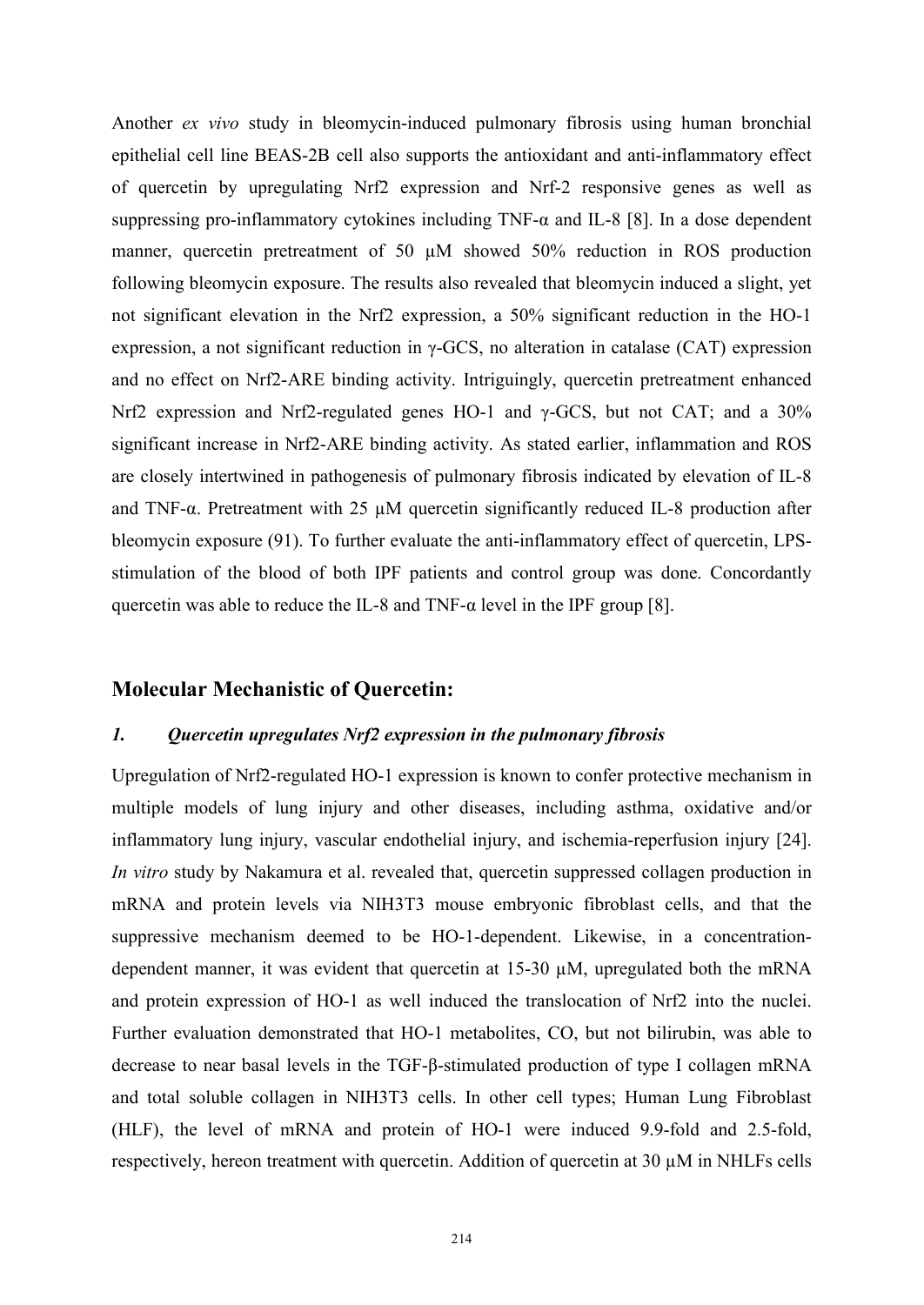Another *ex vivo* study in bleomycin-induced pulmonary fibrosis using human bronchial epithelial cell line BEAS-2B cell also supports the antioxidant and anti-inflammatory effect of quercetin by upregulating Nrf2 expression and Nrf-2 responsive genes as well as suppressing pro-inflammatory cytokines including TNF-α and IL-8 [8]. In a dose dependent manner, quercetin pretreatment of 50 µM showed 50% reduction in ROS production following bleomycin exposure. The results also revealed that bleomycin induced a slight, yet not significant elevation in the Nrf2 expression, a 50% significant reduction in the HO-1 expression, a not significant reduction in γ-GCS, no alteration in catalase (CAT) expression and no effect on Nrf2-ARE binding activity. Intriguingly, quercetin pretreatment enhanced Nrf2 expression and Nrf2-regulated genes HO-1 and γ-GCS, but not CAT; and a 30% significant increase in Nrf2-ARE binding activity. As stated earlier, inflammation and ROS are closely intertwined in pathogenesis of pulmonary fibrosis indicated by elevation of IL-8 and TNF-α. Pretreatment with 25 µM quercetin significantly reduced IL-8 production after bleomycin exposure (91). To further evaluate the anti-inflammatory effect of quercetin, LPS-stimulation of the blood of both IPF patients and control group was done. Concordantly quercetin was able to reduce the IL-8 and TNF-α level in the IPF group [8].

## Molecular Mechanistic of Quercetin:

### *1. Quercetin upregulates Nrf2 expression in the pulmonary fibrosis*

Upregulation of Nrf2-regulated HO-1 expression is known to confer protective mechanism in multiple models of lung injury and other diseases, including asthma, oxidative and/or inflammatory lung injury, vascular endothelial injury, and ischemia-reperfusion injury [24]. *In vitro* study by Nakamura et al. revealed that, quercetin suppressed collagen production in mRNA and protein levels via NIH3T3 mouse embryonic fibroblast cells, and that the suppressive mechanism deemed to be HO-1-dependent. Likewise, in a concentration-dependent manner, it was evident that quercetin at 15-30 µM, upregulated both the mRNA and protein expression of HO-1 as well induced the translocation of Nrf2 into the nuclei. Further evaluation demonstrated that HO-1 metabolites, CO, but not bilirubin, was able to decrease to near basal levels in the TGF-β-stimulated production of type I collagen mRNA and total soluble collagen in NIH3T3 cells. In other cell types; Human Lung Fibroblast (HLF), the level of mRNA and protein of HO-1 were induced 9.9-fold and 2.5-fold, respectively, hereon treatment with quercetin. Addition of quercetin at 30 µM in NHLFs cells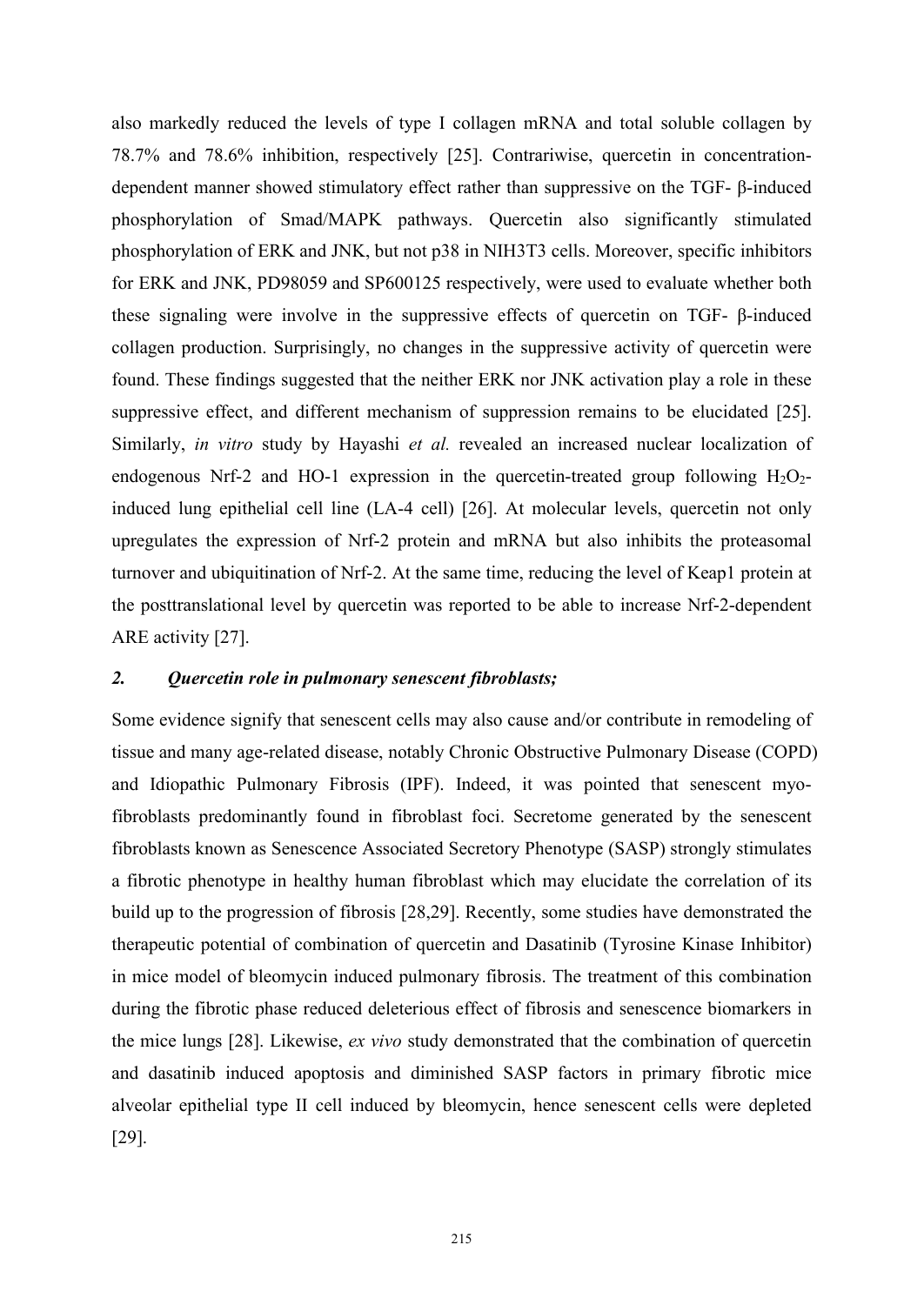also markedly reduced the levels of type I collagen mRNA and total soluble collagen by 78.7% and 78.6% inhibition, respectively [25]. Contrariwise, quercetin in concentration-dependent manner showed stimulatory effect rather than suppressive on the TGF- β-induced phosphorylation of Smad/MAPK pathways. Quercetin also significantly stimulated phosphorylation of ERK and JNK, but not p38 in NIH3T3 cells. Moreover, specific inhibitors for ERK and JNK, PD98059 and SP600125 respectively, were used to evaluate whether both these signaling were involve in the suppressive effects of quercetin on TGF- β-induced collagen production. Surprisingly, no changes in the suppressive activity of quercetin were found. These findings suggested that the neither ERK nor JNK activation play a role in these suppressive effect, and different mechanism of suppression remains to be elucidated [25]. Similarly, *in vitro* study by Hayashi *et al.* revealed an increased nuclear localization of endogenous Nrf-2 and HO-1 expression in the quercetin-treated group following $H_2O_2$-induced lung epithelial cell line (LA-4 cell) [26]. At molecular levels, quercetin not only upregulates the expression of Nrf-2 protein and mRNA but also inhibits the proteasomal turnover and ubiquitination of Nrf-2. At the same time, reducing the level of Keap1 protein at the posttranslational level by quercetin was reported to be able to increase Nrf-2-dependent ARE activity [27].

## *2. Quercetin role in pulmonary senescent fibroblasts;*

Some evidence signify that senescent cells may also cause and/or contribute in remodeling of tissue and many age-related disease, notably Chronic Obstructive Pulmonary Disease (COPD) and Idiopathic Pulmonary Fibrosis (IPF). Indeed, it was pointed that senescent myo-fibroblasts predominantly found in fibroblast foci. Secretome generated by the senescent fibroblasts known as Senescence Associated Secretory Phenotype (SASP) strongly stimulates a fibrotic phenotype in healthy human fibroblast which may elucidate the correlation of its build up to the progression of fibrosis [28,29]. Recently, some studies have demonstrated the therapeutic potential of combination of quercetin and Dasatinib (Tyrosine Kinase Inhibitor) in mice model of bleomycin induced pulmonary fibrosis. The treatment of this combination during the fibrotic phase reduced deleterious effect of fibrosis and senescence biomarkers in the mice lungs [28]. Likewise, *ex vivo* study demonstrated that the combination of quercetin and dasatinib induced apoptosis and diminished SASP factors in primary fibrotic mice alveolar epithelial type II cell induced by bleomycin, hence senescent cells were depleted [29].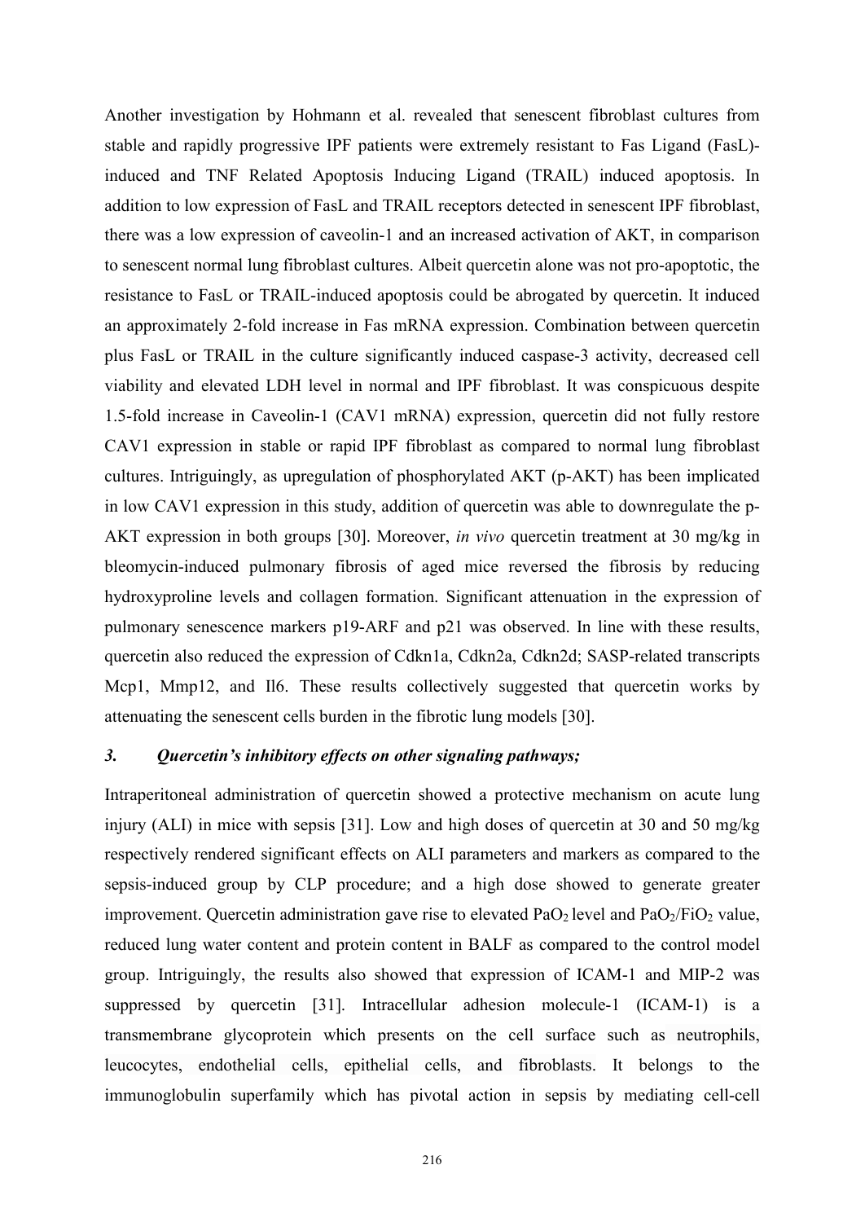Another investigation by Hohmann et al. revealed that senescent fibroblast cultures from stable and rapidly progressive IPF patients were extremely resistant to Fas Ligand (FasL)-induced and TNF Related Apoptosis Inducing Ligand (TRAIL) induced apoptosis. In addition to low expression of FasL and TRAIL receptors detected in senescent IPF fibroblast, there was a low expression of caveolin-1 and an increased activation of AKT, in comparison to senescent normal lung fibroblast cultures. Albeit quercetin alone was not pro-apoptotic, the resistance to FasL or TRAIL-induced apoptosis could be abrogated by quercetin. It induced an approximately 2-fold increase in Fas mRNA expression. Combination between quercetin plus FasL or TRAIL in the culture significantly induced caspase-3 activity, decreased cell viability and elevated LDH level in normal and IPF fibroblast. It was conspicuous despite 1.5-fold increase in Caveolin-1 (CAV1 mRNA) expression, quercetin did not fully restore CAV1 expression in stable or rapid IPF fibroblast as compared to normal lung fibroblast cultures. Intriguingly, as upregulation of phosphorylated AKT (p-AKT) has been implicated in low CAV1 expression in this study, addition of quercetin was able to downregulate the p-AKT expression in both groups [30]. Moreover, *in vivo* quercetin treatment at 30 mg/kg in bleomycin-induced pulmonary fibrosis of aged mice reversed the fibrosis by reducing hydroxyproline levels and collagen formation. Significant attenuation in the expression of pulmonary senescence markers p19-ARF and p21 was observed. In line with these results, quercetin also reduced the expression of Cdkn1a, Cdkn2a, Cdkn2d; SASP-related transcripts Mcp1, Mmp12, and Il6. These results collectively suggested that quercetin works by attenuating the senescent cells burden in the fibrotic lung models [30].

### *3. Quercetin's inhibitory effects on other signaling pathways;*

Intraperitoneal administration of quercetin showed a protective mechanism on acute lung injury (ALI) in mice with sepsis [31]. Low and high doses of quercetin at 30 and 50 mg/kg respectively rendered significant effects on ALI parameters and markers as compared to the sepsis-induced group by CLP procedure; and a high dose showed to generate greater improvement. Quercetin administration gave rise to elevated $PaO_2$ level and $PaO_2/FiO_2$ value, reduced lung water content and protein content in BALF as compared to the control model group. Intriguingly, the results also showed that expression of ICAM-1 and MIP-2 was suppressed by quercetin [31]. Intracellular adhesion molecule-1 (ICAM-1) is a transmembrane glycoprotein which presents on the cell surface such as neutrophils, leucocytes, endothelial cells, epithelial cells, and fibroblasts. It belongs to the immunoglobulin superfamily which has pivotal action in sepsis by mediating cell-cell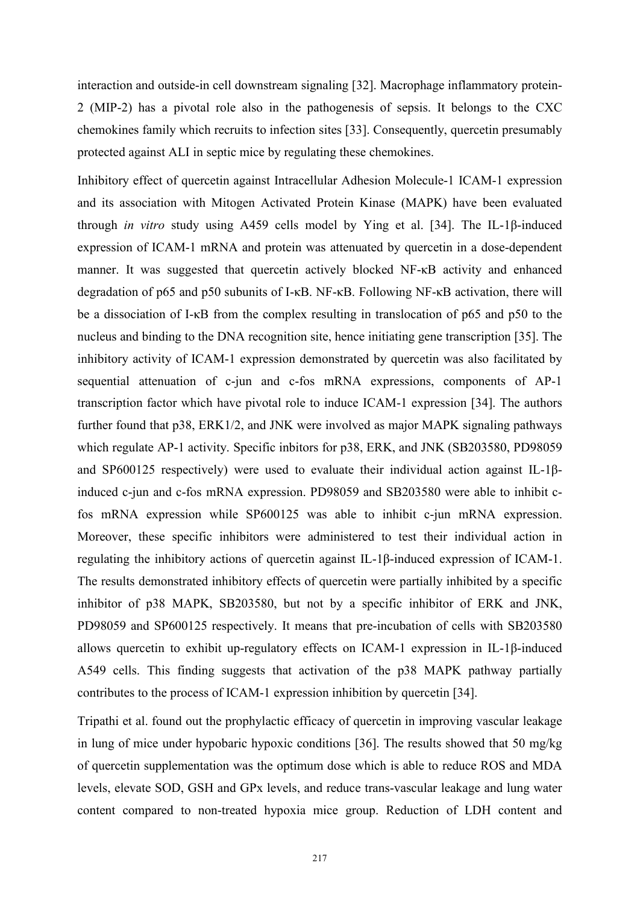interaction and outside-in cell downstream signaling [32]. Macrophage inflammatory protein-2 (MIP-2) has a pivotal role also in the pathogenesis of sepsis. It belongs to the CXC chemokines family which recruits to infection sites [33]. Consequently, quercetin presumably protected against ALI in septic mice by regulating these chemokines.

Inhibitory effect of quercetin against Intracellular Adhesion Molecule-1 ICAM-1 expression and its association with Mitogen Activated Protein Kinase (MAPK) have been evaluated through *in vitro* study using A459 cells model by Ying et al. [34]. The IL-1β-induced expression of ICAM-1 mRNA and protein was attenuated by quercetin in a dose-dependent manner. It was suggested that quercetin actively blocked NF-κB activity and enhanced degradation of p65 and p50 subunits of I-κB. NF-κB. Following NF-κB activation, there will be a dissociation of I-κB from the complex resulting in translocation of p65 and p50 to the nucleus and binding to the DNA recognition site, hence initiating gene transcription [35]. The inhibitory activity of ICAM-1 expression demonstrated by quercetin was also facilitated by sequential attenuation of c-jun and c-fos mRNA expressions, components of AP-1 transcription factor which have pivotal role to induce ICAM-1 expression [34]. The authors further found that p38, ERK1/2, and JNK were involved as major MAPK signaling pathways which regulate AP-1 activity. Specific inbitors for p38, ERK, and JNK (SB203580, PD98059 and SP600125 respectively) were used to evaluate their individual action against IL-1β-induced c-jun and c-fos mRNA expression. PD98059 and SB203580 were able to inhibit c-fos mRNA expression while SP600125 was able to inhibit c-jun mRNA expression. Moreover, these specific inhibitors were administered to test their individual action in regulating the inhibitory actions of quercetin against IL-1β-induced expression of ICAM-1. The results demonstrated inhibitory effects of quercetin were partially inhibited by a specific inhibitor of p38 MAPK, SB203580, but not by a specific inhibitor of ERK and JNK, PD98059 and SP600125 respectively. It means that pre-incubation of cells with SB203580 allows quercetin to exhibit up-regulatory effects on ICAM-1 expression in IL-1β-induced A549 cells. This finding suggests that activation of the p38 MAPK pathway partially contributes to the process of ICAM-1 expression inhibition by quercetin [34].

Tripathi et al. found out the prophylactic efficacy of quercetin in improving vascular leakage in lung of mice under hypobaric hypoxic conditions [36]. The results showed that 50 mg/kg of quercetin supplementation was the optimum dose which is able to reduce ROS and MDA levels, elevate SOD, GSH and GPx levels, and reduce trans-vascular leakage and lung water content compared to non-treated hypoxia mice group. Reduction of LDH content and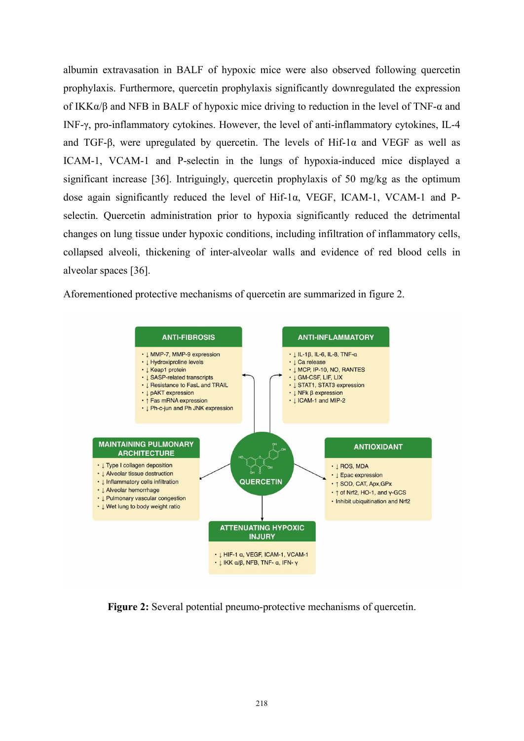albumin extravasation in BALF of hypoxic mice were also observed following quercetin prophylaxis. Furthermore, quercetin prophylaxis significantly downregulated the expression of IKKα/β and NFB in BALF of hypoxic mice driving to reduction in the level of TNF-α and INF-γ, pro-inflammatory cytokines. However, the level of anti-inflammatory cytokines, IL-4 and TGF-β, were upregulated by quercetin. The levels of Hif-1α and VEGF as well as ICAM-1, VCAM-1 and P-selectin in the lungs of hypoxia-induced mice displayed a significant increase [36]. Intriguingly, quercetin prophylaxis of 50 mg/kg as the optimum dose again significantly reduced the level of Hif-1α, VEGF, ICAM-1, VCAM-1 and P-selectin. Quercetin administration prior to hypoxia significantly reduced the detrimental changes on lung tissue under hypoxic conditions, including infiltration of inflammatory cells, collapsed alveoli, thickening of inter-alveolar walls and evidence of red blood cells in alveolar spaces [36].

Aforementioned protective mechanisms of quercetin are summarized in figure 2.

**QUERCETIN**

**ANTI-FIBROSIS**
- ↓ MMP-7, MMP-9 expression
- ↓ Hydroxiproline levels
- ↓ Keap1 protein
- ↓ SASP-related transcripts
- ↓ Resistance to FasL and TRAIL
- ↓ pAKT expression
- ↑ Fas mRNA expression
- ↓ Ph-c-jun and Ph JNK expression

**ANTI-INFLAMMATORY**
- ↓ IL-1β, IL-6, IL-8, TNF-α
- ↓ Ca release
- ↓ MCP, IP-10, NO, RANTES
- ↓ GM-CSF, LIF, LIX
- ↓ STAT1, STAT3 expression
- ↓ NFk β expression
- ↓ ICAM-1 and MIP-2

**MAINTAINING PULMONARY ARCHITECTURE**
- ↓ Type I collagen deposition
- ↓ Alveolar tissue destruction
- ↓ Inflammatory cells infiltration
- ↓ Alveolar hemorrhage
- ↓ Pulmonary vascular congestion
- ↓ Wet lung to body weight ratio

**ANTIOXIDANT**
- ↓ ROS, MDA
- ↓ Epac expression
- ↑ SOD, CAT, Apx,GPx
- ↑ of Nrf2, HO-1, and γ-GCS
- Inhibit ubiquitination and Nrf2

**ATTENUATING HYPOXIC INJURY**
- ↓ HIF-1 α, VEGF, ICAM-1, VCAM-1
- ↓ IKK α/β, NFB, TNF- α, IFN- γ

**Figure 2:** Several potential pneumo-protective mechanisms of quercetin.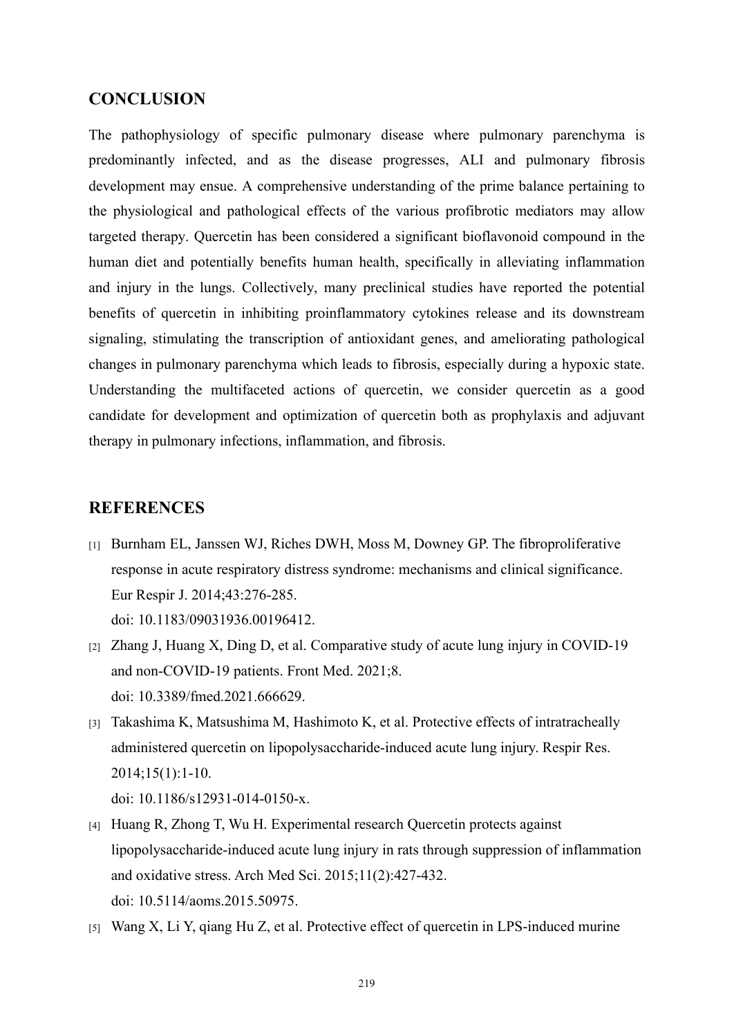## CONCLUSION

The pathophysiology of specific pulmonary disease where pulmonary parenchyma is predominantly infected, and as the disease progresses, ALI and pulmonary fibrosis development may ensue. A comprehensive understanding of the prime balance pertaining to the physiological and pathological effects of the various profibrotic mediators may allow targeted therapy. Quercetin has been considered a significant bioflavonoid compound in the human diet and potentially benefits human health, specifically in alleviating inflammation and injury in the lungs. Collectively, many preclinical studies have reported the potential benefits of quercetin in inhibiting proinflammatory cytokines release and its downstream signaling, stimulating the transcription of antioxidant genes, and ameliorating pathological changes in pulmonary parenchyma which leads to fibrosis, especially during a hypoxic state. Understanding the multifaceted actions of quercetin, we consider quercetin as a good candidate for development and optimization of quercetin both as prophylaxis and adjuvant therapy in pulmonary infections, inflammation, and fibrosis.

## REFERENCES

[1] Burnham EL, Janssen WJ, Riches DWH, Moss M, Downey GP. The fibroproliferative response in acute respiratory distress syndrome: mechanisms and clinical significance. Eur Respir J. 2014;43:276-285.
doi: 10.1183/09031936.00196412.

[2] Zhang J, Huang X, Ding D, et al. Comparative study of acute lung injury in COVID-19 and non-COVID-19 patients. Front Med. 2021;8.
doi: 10.3389/fmed.2021.666629.

[3] Takashima K, Matsushima M, Hashimoto K, et al. Protective effects of intratracheally administered quercetin on lipopolysaccharide-induced acute lung injury. Respir Res. 2014;15(1):1-10.
doi: 10.1186/s12931-014-0150-x.

[4] Huang R, Zhong T, Wu H. Experimental research Quercetin protects against lipopolysaccharide-induced acute lung injury in rats through suppression of inflammation and oxidative stress. Arch Med Sci. 2015;11(2):427-432.
doi: 10.5114/aoms.2015.50975.

[5] Wang X, Li Y, qiang Hu Z, et al. Protective effect of quercetin in LPS-induced murine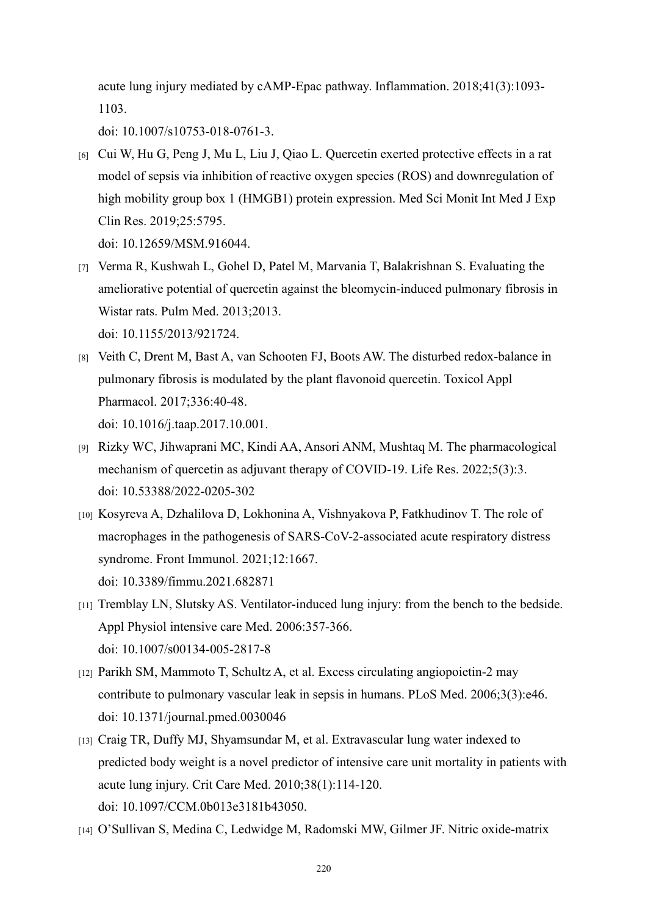acute lung injury mediated by cAMP-Epac pathway. Inflammation. 2018;41(3):1093-1103.
doi: 10.1007/s10753-018-0761-3.

[6] Cui W, Hu G, Peng J, Mu L, Liu J, Qiao L. Quercetin exerted protective effects in a rat model of sepsis via inhibition of reactive oxygen species (ROS) and downregulation of high mobility group box 1 (HMGB1) protein expression. Med Sci Monit Int Med J Exp Clin Res. 2019;25:5795.
doi: 10.12659/MSM.916044.

[7] Verma R, Kushwah L, Gohel D, Patel M, Marvania T, Balakrishnan S. Evaluating the ameliorative potential of quercetin against the bleomycin-induced pulmonary fibrosis in Wistar rats. Pulm Med. 2013;2013.
doi: 10.1155/2013/921724.

[8] Veith C, Drent M, Bast A, van Schooten FJ, Boots AW. The disturbed redox-balance in pulmonary fibrosis is modulated by the plant flavonoid quercetin. Toxicol Appl Pharmacol. 2017;336:40-48.
doi: 10.1016/j.taap.2017.10.001.

[9] Rizky WC, Jihwaprani MC, Kindi AA, Ansori ANM, Mushtaq M. The pharmacological mechanism of quercetin as adjuvant therapy of COVID-19. Life Res. 2022;5(3):3.
doi: 10.53388/2022-0205-302

[10] Kosyreva A, Dzhalilova D, Lokhonina A, Vishnyakova P, Fatkhudinov T. The role of macrophages in the pathogenesis of SARS-CoV-2-associated acute respiratory distress syndrome. Front Immunol. 2021;12:1667.
doi: 10.3389/fimmu.2021.682871

[11] Tremblay LN, Slutsky AS. Ventilator-induced lung injury: from the bench to the bedside. Appl Physiol intensive care Med. 2006:357-366.
doi: 10.1007/s00134-005-2817-8

[12] Parikh SM, Mammoto T, Schultz A, et al. Excess circulating angiopoietin-2 may contribute to pulmonary vascular leak in sepsis in humans. PLoS Med. 2006;3(3):e46.
doi: 10.1371/journal.pmed.0030046

[13] Craig TR, Duffy MJ, Shyamsundar M, et al. Extravascular lung water indexed to predicted body weight is a novel predictor of intensive care unit mortality in patients with acute lung injury. Crit Care Med. 2010;38(1):114-120.
doi: 10.1097/CCM.0b013e3181b43050.

[14] O'Sullivan S, Medina C, Ledwidge M, Radomski MW, Gilmer JF. Nitric oxide-matrix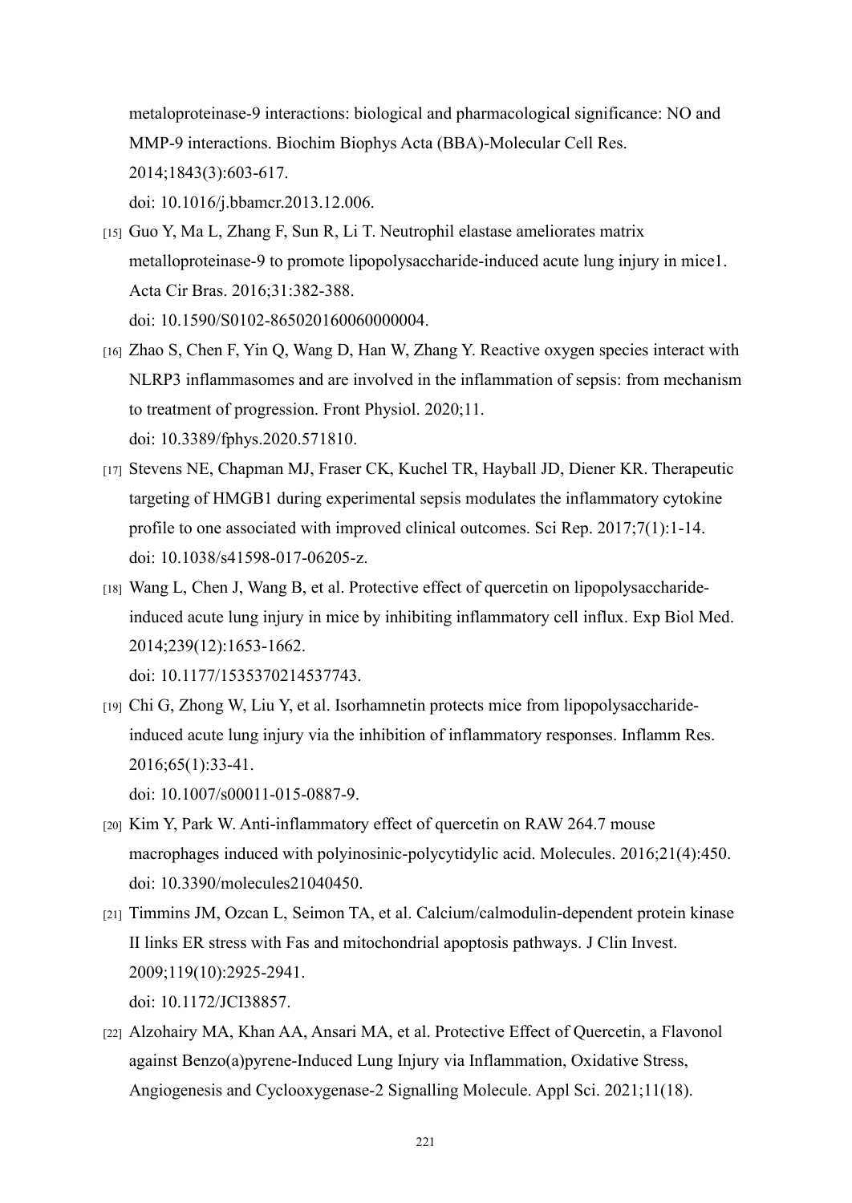metaloproteinase-9 interactions: biological and pharmacological significance: NO and MMP-9 interactions. Biochim Biophys Acta (BBA)-Molecular Cell Res. 2014;1843(3):603-617.
doi: 10.1016/j.bbamcr.2013.12.006.

[15] Guo Y, Ma L, Zhang F, Sun R, Li T. Neutrophil elastase ameliorates matrix metalloproteinase-9 to promote lipopolysaccharide-induced acute lung injury in mice1. Acta Cir Bras. 2016;31:382-388.
doi: 10.1590/S0102-865020160060000004.

[16] Zhao S, Chen F, Yin Q, Wang D, Han W, Zhang Y. Reactive oxygen species interact with NLRP3 inflammasomes and are involved in the inflammation of sepsis: from mechanism to treatment of progression. Front Physiol. 2020;11.
doi: 10.3389/fphys.2020.571810.

[17] Stevens NE, Chapman MJ, Fraser CK, Kuchel TR, Hayball JD, Diener KR. Therapeutic targeting of HMGB1 during experimental sepsis modulates the inflammatory cytokine profile to one associated with improved clinical outcomes. Sci Rep. 2017;7(1):1-14.
doi: 10.1038/s41598-017-06205-z.

[18] Wang L, Chen J, Wang B, et al. Protective effect of quercetin on lipopolysaccharide-induced acute lung injury in mice by inhibiting inflammatory cell influx. Exp Biol Med. 2014;239(12):1653-1662.
doi: 10.1177/1535370214537743.

[19] Chi G, Zhong W, Liu Y, et al. Isorhamnetin protects mice from lipopolysaccharide-induced acute lung injury via the inhibition of inflammatory responses. Inflamm Res. 2016;65(1):33-41.
doi: 10.1007/s00011-015-0887-9.

[20] Kim Y, Park W. Anti-inflammatory effect of quercetin on RAW 264.7 mouse macrophages induced with polyinosinic-polycytidylic acid. Molecules. 2016;21(4):450.
doi: 10.3390/molecules21040450.

[21] Timmins JM, Ozcan L, Seimon TA, et al. Calcium/calmodulin-dependent protein kinase II links ER stress with Fas and mitochondrial apoptosis pathways. J Clin Invest. 2009;119(10):2925-2941.
doi: 10.1172/JCI38857.

[22] Alzohairy MA, Khan AA, Ansari MA, et al. Protective Effect of Quercetin, a Flavonol against Benzo(a)pyrene-Induced Lung Injury via Inflammation, Oxidative Stress, Angiogenesis and Cyclooxygenase-2 Signalling Molecule. Appl Sci. 2021;11(18).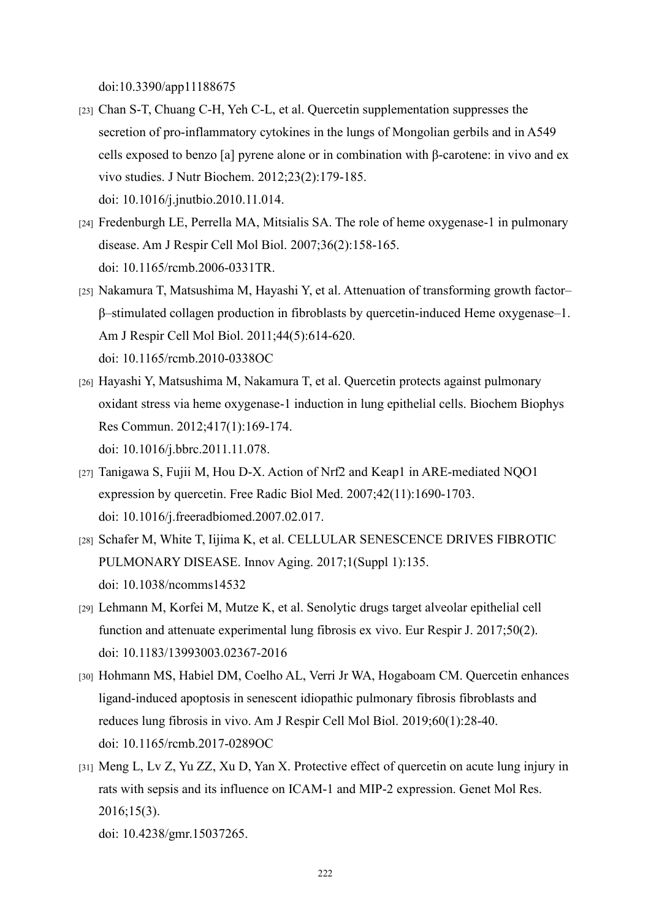doi:10.3390/app11188675

[23] Chan S-T, Chuang C-H, Yeh C-L, et al. Quercetin supplementation suppresses the secretion of pro-inflammatory cytokines in the lungs of Mongolian gerbils and in A549 cells exposed to benzo [a] pyrene alone or in combination with β-carotene: in vivo and ex vivo studies. J Nutr Biochem. 2012;23(2):179-185.
doi: 10.1016/j.jnutbio.2010.11.014.

[24] Fredenburgh LE, Perrella MA, Mitsialis SA. The role of heme oxygenase-1 in pulmonary disease. Am J Respir Cell Mol Biol. 2007;36(2):158-165.
doi: 10.1165/rcmb.2006-0331TR.

[25] Nakamura T, Matsushima M, Hayashi Y, et al. Attenuation of transforming growth factor–β–stimulated collagen production in fibroblasts by quercetin-induced Heme oxygenase–1. Am J Respir Cell Mol Biol. 2011;44(5):614-620.
doi: 10.1165/rcmb.2010-0338OC

[26] Hayashi Y, Matsushima M, Nakamura T, et al. Quercetin protects against pulmonary oxidant stress via heme oxygenase-1 induction in lung epithelial cells. Biochem Biophys Res Commun. 2012;417(1):169-174.
doi: 10.1016/j.bbrc.2011.11.078.

[27] Tanigawa S, Fujii M, Hou D-X. Action of Nrf2 and Keap1 in ARE-mediated NQO1 expression by quercetin. Free Radic Biol Med. 2007;42(11):1690-1703.
doi: 10.1016/j.freeradbiomed.2007.02.017.

[28] Schafer M, White T, Iijima K, et al. CELLULAR SENESCENCE DRIVES FIBROTIC PULMONARY DISEASE. Innov Aging. 2017;1(Suppl 1):135.
doi: 10.1038/ncomms14532

[29] Lehmann M, Korfei M, Mutze K, et al. Senolytic drugs target alveolar epithelial cell function and attenuate experimental lung fibrosis ex vivo. Eur Respir J. 2017;50(2).
doi: 10.1183/13993003.02367-2016

[30] Hohmann MS, Habiel DM, Coelho AL, Verri Jr WA, Hogaboam CM. Quercetin enhances ligand-induced apoptosis in senescent idiopathic pulmonary fibrosis fibroblasts and reduces lung fibrosis in vivo. Am J Respir Cell Mol Biol. 2019;60(1):28-40.
doi: 10.1165/rcmb.2017-0289OC

[31] Meng L, Lv Z, Yu ZZ, Xu D, Yan X. Protective effect of quercetin on acute lung injury in rats with sepsis and its influence on ICAM-1 and MIP-2 expression. Genet Mol Res. 2016;15(3).
doi: 10.4238/gmr.15037265.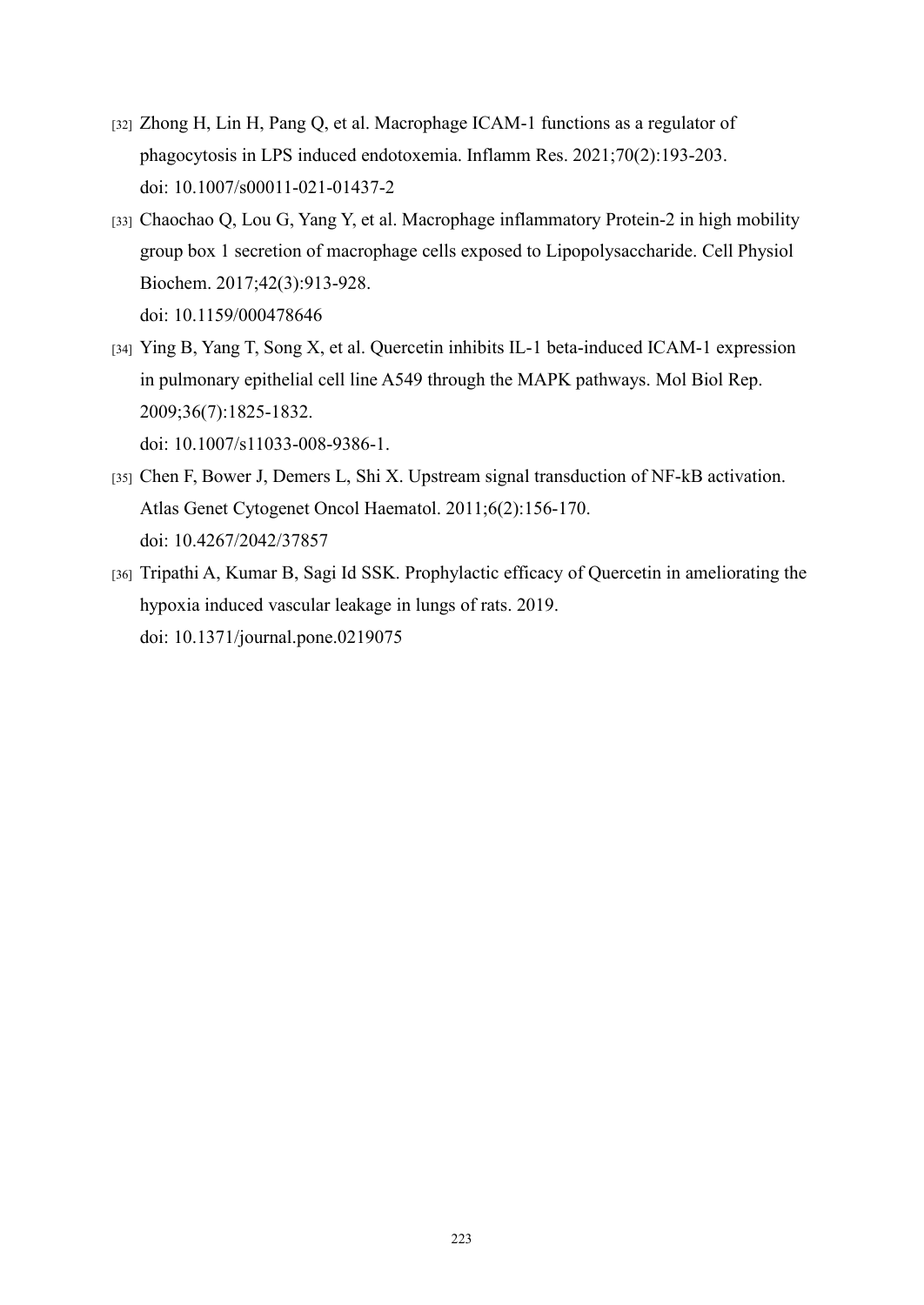[32] Zhong H, Lin H, Pang Q, et al. Macrophage ICAM-1 functions as a regulator of phagocytosis in LPS induced endotoxemia. Inflamm Res. 2021;70(2):193-203. doi: 10.1007/s00011-021-01437-2

[33] Chaochao Q, Lou G, Yang Y, et al. Macrophage inflammatory Protein-2 in high mobility group box 1 secretion of macrophage cells exposed to Lipopolysaccharide. Cell Physiol Biochem. 2017;42(3):913-928. doi: 10.1159/000478646

[34] Ying B, Yang T, Song X, et al. Quercetin inhibits IL-1 beta-induced ICAM-1 expression in pulmonary epithelial cell line A549 through the MAPK pathways. Mol Biol Rep. 2009;36(7):1825-1832. doi: 10.1007/s11033-008-9386-1.

[35] Chen F, Bower J, Demers L, Shi X. Upstream signal transduction of NF-kB activation. Atlas Genet Cytogenet Oncol Haematol. 2011;6(2):156-170. doi: 10.4267/2042/37857

[36] Tripathi A, Kumar B, Sagi Id SSK. Prophylactic efficacy of Quercetin in ameliorating the hypoxia induced vascular leakage in lungs of rats. 2019. doi: 10.1371/journal.pone.0219075